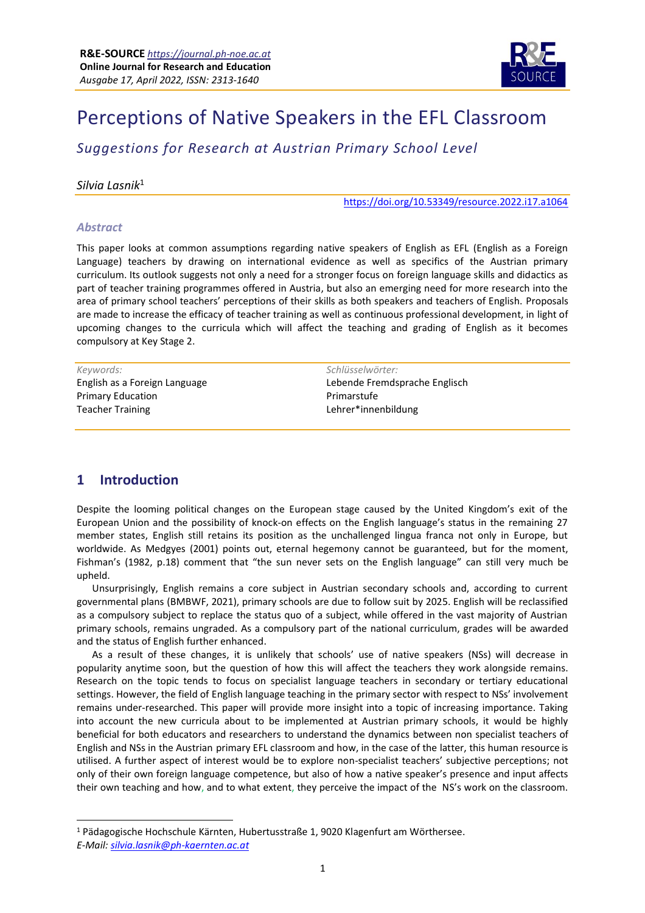**R&E-SOURCE** *https://journal.ph-noe.ac.at*
**Online Journal for Research and Education**
*Ausgabe 17, April 2022, ISSN: 2313-1640*

# Perceptions of Native Speakers in the EFL Classroom

## *Suggestions for Research at Austrian Primary School Level*

*Silvia Lasnik*[1]

https://doi.org/10.53349/resource.2022.i17.a1064

### *Abstract*

This paper looks at common assumptions regarding native speakers of English as EFL (English as a Foreign Language) teachers by drawing on international evidence as well as specifics of the Austrian primary curriculum. Its outlook suggests not only a need for a stronger focus on foreign language skills and didactics as part of teacher training programmes offered in Austria, but also an emerging need for more research into the area of primary school teachers' perceptions of their skills as both speakers and teachers of English. Proposals are made to increase the efficacy of teacher training as well as continuous professional development, in light of upcoming changes to the curricula which will affect the teaching and grading of English as it becomes compulsory at Key Stage 2.

*Keywords:*
English as a Foreign Language
Primary Education
Teacher Training

*Schlüsselwörter:*
Lebende Fremdsprache Englisch
Primarstufe
Lehrer*innenbildung

## 1 Introduction

Despite the looming political changes on the European stage caused by the United Kingdom's exit of the European Union and the possibility of knock-on effects on the English language's status in the remaining 27 member states, English still retains its position as the unchallenged lingua franca not only in Europe, but worldwide. As Medgyes (2001) points out, eternal hegemony cannot be guaranteed, but for the moment, Fishman's (1982, p.18) comment that "the sun never sets on the English language" can still very much be upheld.

Unsurprisingly, English remains a core subject in Austrian secondary schools and, according to current governmental plans (BMBWF, 2021), primary schools are due to follow suit by 2025. English will be reclassified as a compulsory subject to replace the status quo of a subject, while offered in the vast majority of Austrian primary schools, remains ungraded. As a compulsory part of the national curriculum, grades will be awarded and the status of English further enhanced.

As a result of these changes, it is unlikely that schools' use of native speakers (NSs) will decrease in popularity anytime soon, but the question of how this will affect the teachers they work alongside remains. Research on the topic tends to focus on specialist language teachers in secondary or tertiary educational settings. However, the field of English language teaching in the primary sector with respect to NSs' involvement remains under-researched. This paper will provide more insight into a topic of increasing importance. Taking into account the new curricula about to be implemented at Austrian primary schools, it would be highly beneficial for both educators and researchers to understand the dynamics between non specialist teachers of English and NSs in the Austrian primary EFL classroom and how, in the case of the latter, this human resource is utilised. A further aspect of interest would be to explore non-specialist teachers' subjective perceptions; not only of their own foreign language competence, but also of how a native speaker's presence and input affects their own teaching and how, and to what extent, they perceive the impact of the NS's work on the classroom.

[1] Pädagogische Hochschule Kärnten, Hubertusstraße 1, 9020 Klagenfurt am Wörthersee.
*E-Mail: silvia.lasnik@ph-kaernten.ac.at*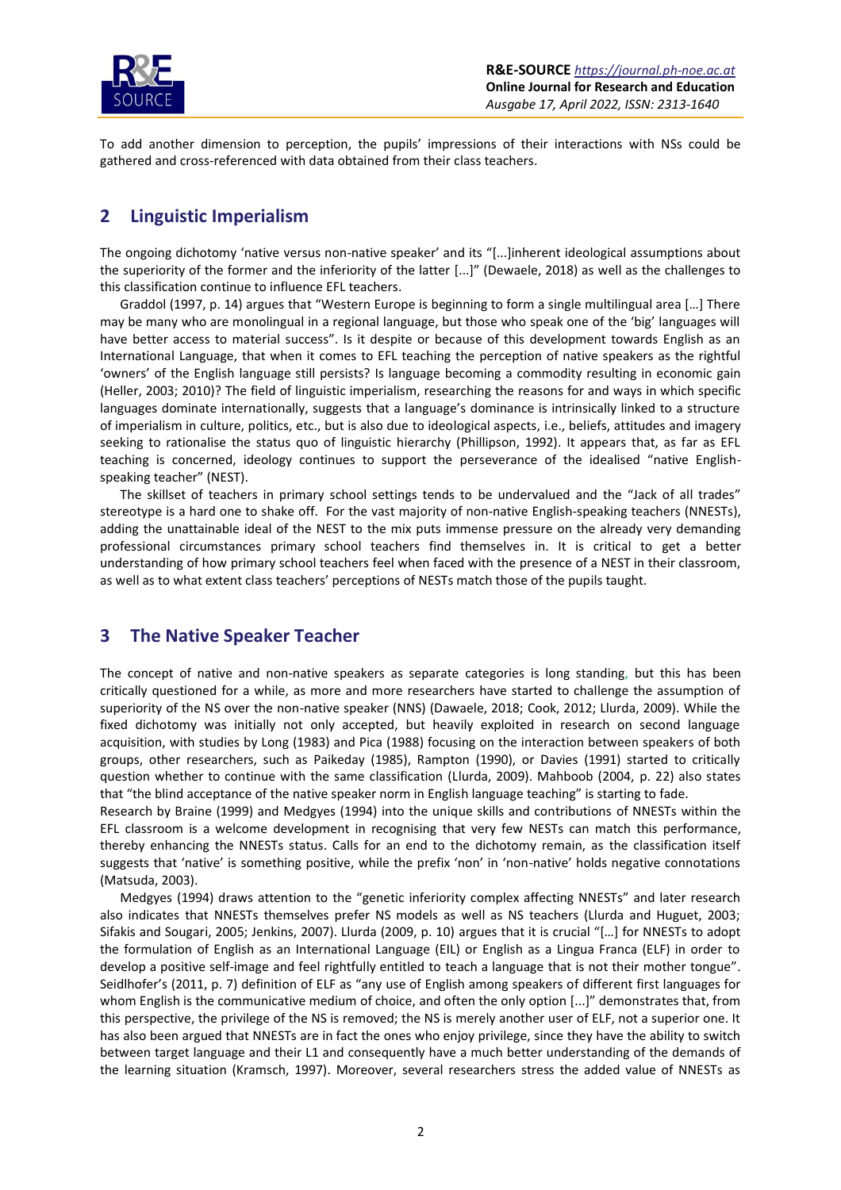To add another dimension to perception, the pupils' impressions of their interactions with NSs could be gathered and cross-referenced with data obtained from their class teachers.

## 2 Linguistic Imperialism

The ongoing dichotomy 'native versus non-native speaker' and its "[...]inherent ideological assumptions about the superiority of the former and the inferiority of the latter [...]" (Dewaele, 2018) as well as the challenges to this classification continue to influence EFL teachers.

Graddol (1997, p. 14) argues that "Western Europe is beginning to form a single multilingual area […] There may be many who are monolingual in a regional language, but those who speak one of the 'big' languages will have better access to material success". Is it despite or because of this development towards English as an International Language, that when it comes to EFL teaching the perception of native speakers as the rightful 'owners' of the English language still persists? Is language becoming a commodity resulting in economic gain (Heller, 2003; 2010)? The field of linguistic imperialism, researching the reasons for and ways in which specific languages dominate internationally, suggests that a language's dominance is intrinsically linked to a structure of imperialism in culture, politics, etc., but is also due to ideological aspects, i.e., beliefs, attitudes and imagery seeking to rationalise the status quo of linguistic hierarchy (Phillipson, 1992). It appears that, as far as EFL teaching is concerned, ideology continues to support the perseverance of the idealised "native English-speaking teacher" (NEST).

The skillset of teachers in primary school settings tends to be undervalued and the "Jack of all trades" stereotype is a hard one to shake off. For the vast majority of non-native English-speaking teachers (NNESTs), adding the unattainable ideal of the NEST to the mix puts immense pressure on the already very demanding professional circumstances primary school teachers find themselves in. It is critical to get a better understanding of how primary school teachers feel when faced with the presence of a NEST in their classroom, as well as to what extent class teachers' perceptions of NESTs match those of the pupils taught.

## 3 The Native Speaker Teacher

The concept of native and non-native speakers as separate categories is long standing, but this has been critically questioned for a while, as more and more researchers have started to challenge the assumption of superiority of the NS over the non-native speaker (NNS) (Dawaele, 2018; Cook, 2012; Llurda, 2009). While the fixed dichotomy was initially not only accepted, but heavily exploited in research on second language acquisition, with studies by Long (1983) and Pica (1988) focusing on the interaction between speakers of both groups, other researchers, such as Paikeday (1985), Rampton (1990), or Davies (1991) started to critically question whether to continue with the same classification (Llurda, 2009). Mahboob (2004, p. 22) also states that "the blind acceptance of the native speaker norm in English language teaching" is starting to fade.

Research by Braine (1999) and Medgyes (1994) into the unique skills and contributions of NNESTs within the EFL classroom is a welcome development in recognising that very few NESTs can match this performance, thereby enhancing the NNESTs status. Calls for an end to the dichotomy remain, as the classification itself suggests that 'native' is something positive, while the prefix 'non' in 'non-native' holds negative connotations (Matsuda, 2003).

Medgyes (1994) draws attention to the "genetic inferiority complex affecting NNESTs" and later research also indicates that NNESTs themselves prefer NS models as well as NS teachers (Llurda and Huguet, 2003; Sifakis and Sougari, 2005; Jenkins, 2007). Llurda (2009, p. 10) argues that it is crucial "[…] for NNESTs to adopt the formulation of English as an International Language (EIL) or English as a Lingua Franca (ELF) in order to develop a positive self-image and feel rightfully entitled to teach a language that is not their mother tongue". Seidlhofer's (2011, p. 7) definition of ELF as "any use of English among speakers of different first languages for whom English is the communicative medium of choice, and often the only option [...]" demonstrates that, from this perspective, the privilege of the NS is removed; the NS is merely another user of ELF, not a superior one. It has also been argued that NNESTs are in fact the ones who enjoy privilege, since they have the ability to switch between target language and their L1 and consequently have a much better understanding of the demands of the learning situation (Kramsch, 1997). Moreover, several researchers stress the added value of NNESTs as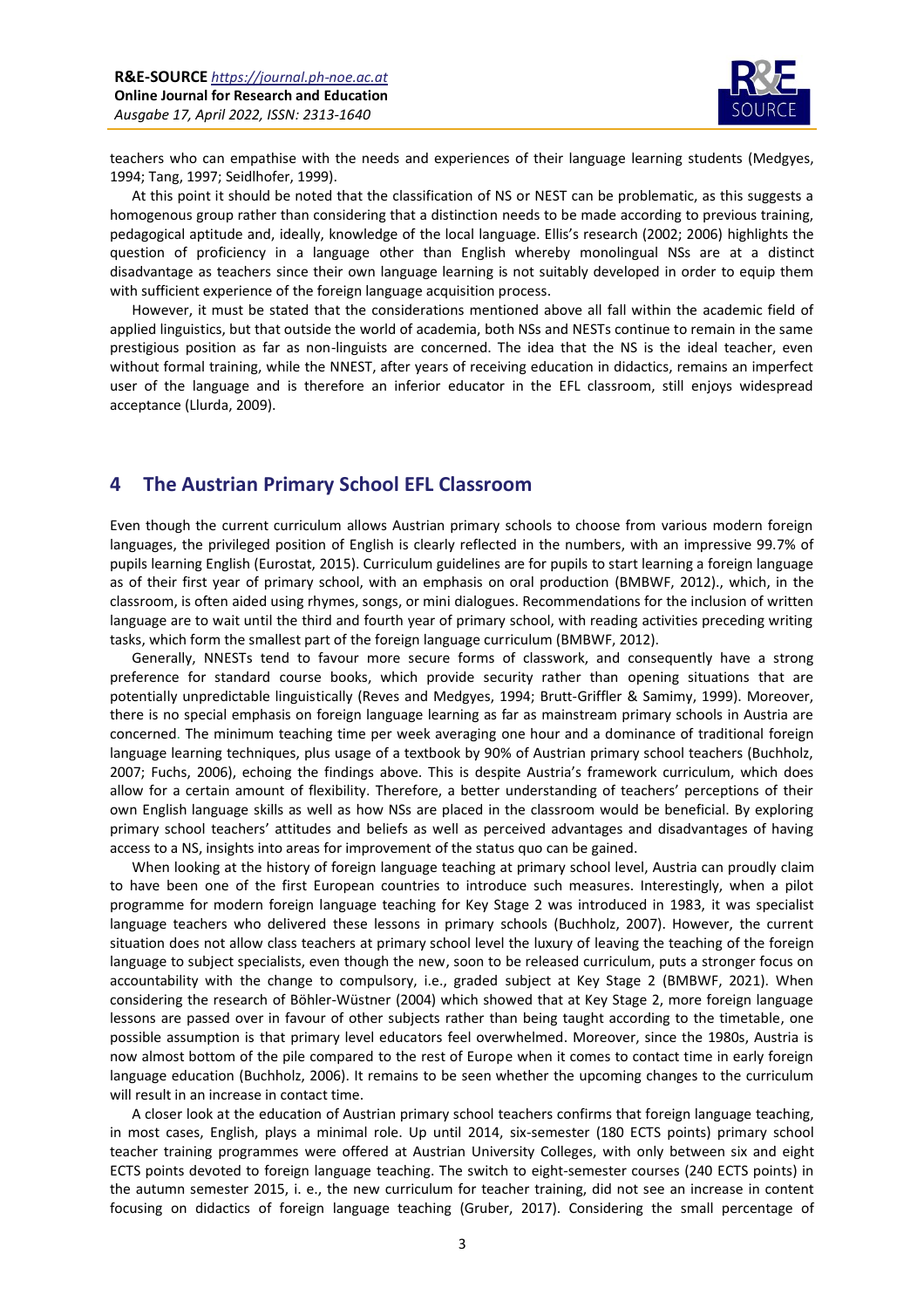teachers who can empathise with the needs and experiences of their language learning students (Medgyes, 1994; Tang, 1997; Seidlhofer, 1999).

At this point it should be noted that the classification of NS or NEST can be problematic, as this suggests a homogenous group rather than considering that a distinction needs to be made according to previous training, pedagogical aptitude and, ideally, knowledge of the local language. Ellis's research (2002; 2006) highlights the question of proficiency in a language other than English whereby monolingual NSs are at a distinct disadvantage as teachers since their own language learning is not suitably developed in order to equip them with sufficient experience of the foreign language acquisition process.

However, it must be stated that the considerations mentioned above all fall within the academic field of applied linguistics, but that outside the world of academia, both NSs and NESTs continue to remain in the same prestigious position as far as non-linguists are concerned. The idea that the NS is the ideal teacher, even without formal training, while the NNEST, after years of receiving education in didactics, remains an imperfect user of the language and is therefore an inferior educator in the EFL classroom, still enjoys widespread acceptance (Llurda, 2009).

## 4 The Austrian Primary School EFL Classroom

Even though the current curriculum allows Austrian primary schools to choose from various modern foreign languages, the privileged position of English is clearly reflected in the numbers, with an impressive 99.7% of pupils learning English (Eurostat, 2015). Curriculum guidelines are for pupils to start learning a foreign language as of their first year of primary school, with an emphasis on oral production (BMBWF, 2012)., which, in the classroom, is often aided using rhymes, songs, or mini dialogues. Recommendations for the inclusion of written language are to wait until the third and fourth year of primary school, with reading activities preceding writing tasks, which form the smallest part of the foreign language curriculum (BMBWF, 2012).

Generally, NNESTs tend to favour more secure forms of classwork, and consequently have a strong preference for standard course books, which provide security rather than opening situations that are potentially unpredictable linguistically (Reves and Medgyes, 1994; Brutt-Griffler & Samimy, 1999). Moreover, there is no special emphasis on foreign language learning as far as mainstream primary schools in Austria are concerned. The minimum teaching time per week averaging one hour and a dominance of traditional foreign language learning techniques, plus usage of a textbook by 90% of Austrian primary school teachers (Buchholz, 2007; Fuchs, 2006), echoing the findings above. This is despite Austria's framework curriculum, which does allow for a certain amount of flexibility. Therefore, a better understanding of teachers' perceptions of their own English language skills as well as how NSs are placed in the classroom would be beneficial. By exploring primary school teachers' attitudes and beliefs as well as perceived advantages and disadvantages of having access to a NS, insights into areas for improvement of the status quo can be gained.

When looking at the history of foreign language teaching at primary school level, Austria can proudly claim to have been one of the first European countries to introduce such measures. Interestingly, when a pilot programme for modern foreign language teaching for Key Stage 2 was introduced in 1983, it was specialist language teachers who delivered these lessons in primary schools (Buchholz, 2007). However, the current situation does not allow class teachers at primary school level the luxury of leaving the teaching of the foreign language to subject specialists, even though the new, soon to be released curriculum, puts a stronger focus on accountability with the change to compulsory, i.e., graded subject at Key Stage 2 (BMBWF, 2021). When considering the research of Böhler-Wüstner (2004) which showed that at Key Stage 2, more foreign language lessons are passed over in favour of other subjects rather than being taught according to the timetable, one possible assumption is that primary level educators feel overwhelmed. Moreover, since the 1980s, Austria is now almost bottom of the pile compared to the rest of Europe when it comes to contact time in early foreign language education (Buchholz, 2006). It remains to be seen whether the upcoming changes to the curriculum will result in an increase in contact time.

A closer look at the education of Austrian primary school teachers confirms that foreign language teaching, in most cases, English, plays a minimal role. Up until 2014, six-semester (180 ECTS points) primary school teacher training programmes were offered at Austrian University Colleges, with only between six and eight ECTS points devoted to foreign language teaching. The switch to eight-semester courses (240 ECTS points) in the autumn semester 2015, i. e., the new curriculum for teacher training, did not see an increase in content focusing on didactics of foreign language teaching (Gruber, 2017). Considering the small percentage of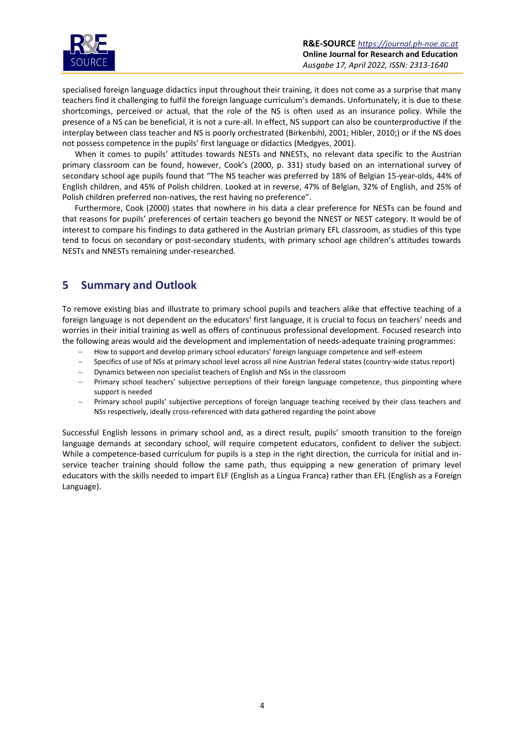specialised foreign language didactics input throughout their training, it does not come as a surprise that many teachers find it challenging to fulfil the foreign language curriculum's demands. Unfortunately, it is due to these shortcomings, perceived or actual, that the role of the NS is often used as an insurance policy. While the presence of a NS can be beneficial, it is not a cure-all. In effect, NS support can also be counterproductive if the interplay between class teacher and NS is poorly orchestrated (Birkenbihl, 2001; Hibler, 2010;) or if the NS does not possess competence in the pupils' first language or didactics (Medgyes, 2001).

When it comes to pupils' attitudes towards NESTs and NNESTs, no relevant data specific to the Austrian primary classroom can be found, however, Cook's (2000, p. 331) study based on an international survey of secondary school age pupils found that "The NS teacher was preferred by 18% of Belgian 15-year-olds, 44% of English children, and 45% of Polish children. Looked at in reverse, 47% of Belgian, 32% of English, and 25% of Polish children preferred non-natives, the rest having no preference".

Furthermore, Cook (2000) states that nowhere in his data a clear preference for NESTs can be found and that reasons for pupils' preferences of certain teachers go beyond the NNEST or NEST category. It would be of interest to compare his findings to data gathered in the Austrian primary EFL classroom, as studies of this type tend to focus on secondary or post-secondary students, with primary school age children's attitudes towards NESTs and NNESTs remaining under-researched.

## 5 Summary and Outlook

To remove existing bias and illustrate to primary school pupils and teachers alike that effective teaching of a foreign language is not dependent on the educators' first language, it is crucial to focus on teachers' needs and worries in their initial training as well as offers of continuous professional development. Focused research into the following areas would aid the development and implementation of needs-adequate training programmes:

- How to support and develop primary school educators' foreign language competence and self-esteem
- Specifics of use of NSs at primary school level across all nine Austrian federal states (country-wide status report)
- Dynamics between non specialist teachers of English and NSs in the classroom
- Primary school teachers' subjective perceptions of their foreign language competence, thus pinpointing where support is needed
- Primary school pupils' subjective perceptions of foreign language teaching received by their class teachers and NSs respectively, ideally cross-referenced with data gathered regarding the point above

Successful English lessons in primary school and, as a direct result, pupils' smooth transition to the foreign language demands at secondary school, will require competent educators, confident to deliver the subject. While a competence-based curriculum for pupils is a step in the right direction, the curricula for initial and in-service teacher training should follow the same path, thus equipping a new generation of primary level educators with the skills needed to impart ELF (English as a Lingua Franca) rather than EFL (English as a Foreign Language).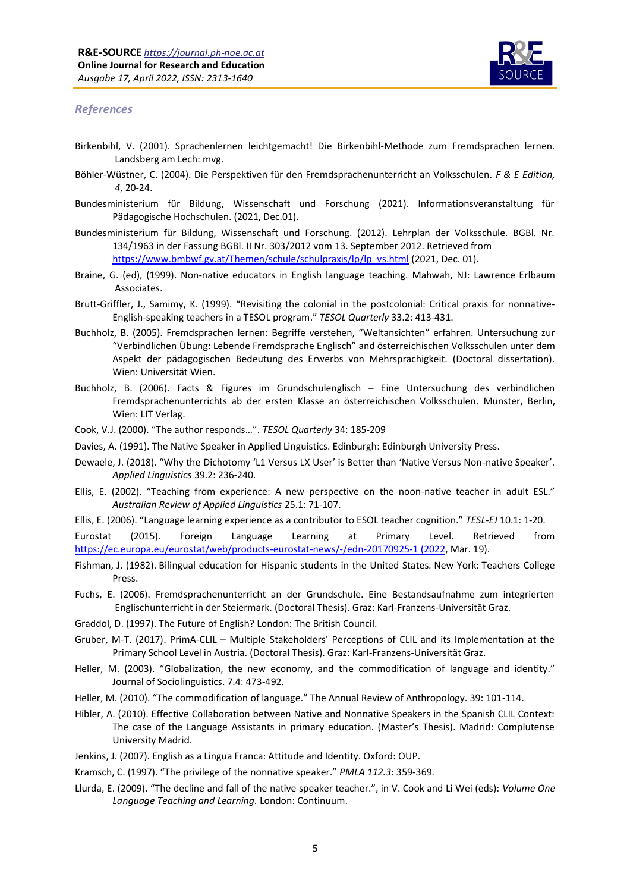### *References*

Birkenbihl, V. (2001). Sprachenlernen leichtgemacht! Die Birkenbihl-Methode zum Fremdsprachen lernen. Landsberg am Lech: mvg.

Böhler-Wüstner, C. (2004). Die Perspektiven für den Fremdsprachenunterricht an Volksschulen. *F & E Edition, 4*, 20-24.

Bundesministerium für Bildung, Wissenschaft und Forschung (2021). Informationsveranstaltung für Pädagogische Hochschulen. (2021, Dec.01).

Bundesministerium für Bildung, Wissenschaft und Forschung. (2012). Lehrplan der Volksschule. BGBl. Nr. 134/1963 in der Fassung BGBl. II Nr. 303/2012 vom 13. September 2012. Retrieved from https://www.bmbwf.gv.at/Themen/schule/schulpraxis/lp/lp_vs.html (2021, Dec. 01).

Braine, G. (ed), (1999). Non-native educators in English language teaching. Mahwah, NJ: Lawrence Erlbaum Associates.

Brutt-Griffler, J., Samimy, K. (1999). "Revisiting the colonial in the postcolonial: Critical praxis for nonnative-English-speaking teachers in a TESOL program." *TESOL Quarterly* 33.2: 413-431.

Buchholz, B. (2005). Fremdsprachen lernen: Begriffe verstehen, "Weltansichten" erfahren. Untersuchung zur "Verbindlichen Übung: Lebende Fremdsprache Englisch" and österreichischen Volksschulen unter dem Aspekt der pädagogischen Bedeutung des Erwerbs von Mehrsprachigkeit. (Doctoral dissertation). Wien: Universität Wien.

Buchholz, B. (2006). Facts & Figures im Grundschulenglisch – Eine Untersuchung des verbindlichen Fremdsprachenunterrichts ab der ersten Klasse an österreichischen Volksschulen. Münster, Berlin, Wien: LIT Verlag.

Cook, V.J. (2000). "The author responds…". *TESOL Quarterly* 34: 185-209

Davies, A. (1991). The Native Speaker in Applied Linguistics. Edinburgh: Edinburgh University Press.

Dewaele, J. (2018). "Why the Dichotomy 'L1 Versus LX User' is Better than 'Native Versus Non-native Speaker'. *Applied Linguistics* 39.2: 236-240.

Ellis, E. (2002). "Teaching from experience: A new perspective on the noon-native teacher in adult ESL." *Australian Review of Applied Linguistics* 25.1: 71-107.

Ellis, E. (2006). "Language learning experience as a contributor to ESOL teacher cognition." *TESL-EJ* 10.1: 1-20.

Eurostat (2015). Foreign Language Learning at Primary Level. Retrieved from https://ec.europa.eu/eurostat/web/products-eurostat-news/-/edn-20170925-1 (2022, Mar. 19).

Fishman, J. (1982). Bilingual education for Hispanic students in the United States. New York: Teachers College Press.

Fuchs, E. (2006). Fremdsprachenunterricht an der Grundschule. Eine Bestandsaufnahme zum integrierten Englischunterricht in der Steiermark. (Doctoral Thesis). Graz: Karl-Franzens-Universität Graz.

Graddol, D. (1997). The Future of English? London: The British Council.

Gruber, M-T. (2017). PrimA-CLIL – Multiple Stakeholders' Perceptions of CLIL and its Implementation at the Primary School Level in Austria. (Doctoral Thesis). Graz: Karl-Franzens-Universität Graz.

Heller, M. (2003). "Globalization, the new economy, and the commodification of language and identity." Journal of Sociolinguistics. 7.4: 473-492.

Heller, M. (2010). "The commodification of language." The Annual Review of Anthropology. 39: 101-114.

Hibler, A. (2010). Effective Collaboration between Native and Nonnative Speakers in the Spanish CLIL Context: The case of the Language Assistants in primary education. (Master's Thesis). Madrid: Complutense University Madrid.

Jenkins, J. (2007). English as a Lingua Franca: Attitude and Identity. Oxford: OUP.

Kramsch, C. (1997). "The privilege of the nonnative speaker." *PMLA 112.3*: 359-369.

Llurda, E. (2009). "The decline and fall of the native speaker teacher.", in V. Cook and Li Wei (eds): *Volume One Language Teaching and Learning*. London: Continuum.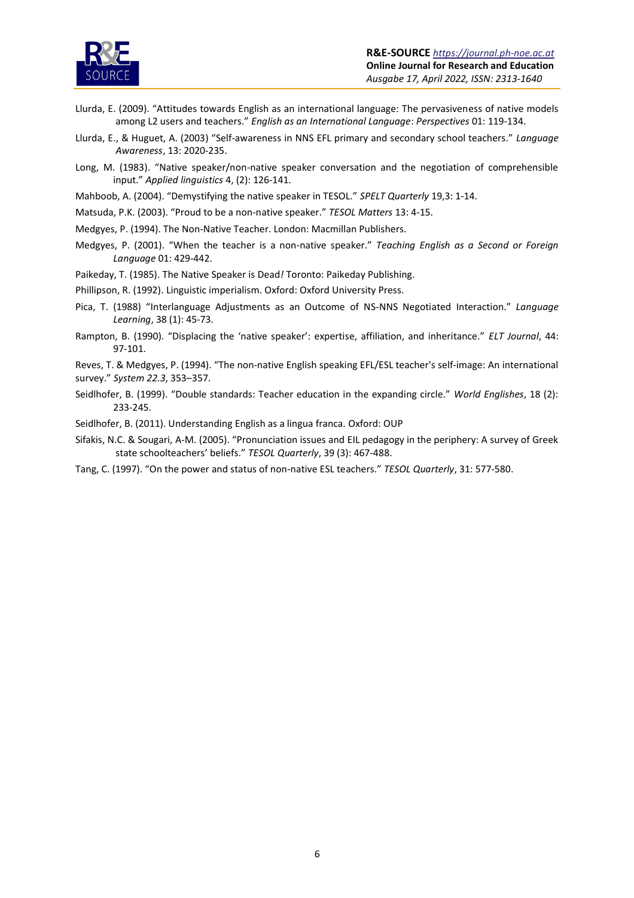Llurda, E. (2009). "Attitudes towards English as an international language: The pervasiveness of native models among L2 users and teachers." *English as an International Language*: *Perspectives* 01: 119-134.

Llurda, E., & Huguet, A. (2003) "Self-awareness in NNS EFL primary and secondary school teachers." *Language Awareness*, 13: 2020-235.

Long, M. (1983). "Native speaker/non-native speaker conversation and the negotiation of comprehensible input." *Applied linguistics* 4, (2): 126-141.

Mahboob, A. (2004). "Demystifying the native speaker in TESOL." *SPELT Quarterly* 19,3: 1-14.

Matsuda, P.K. (2003). "Proud to be a non-native speaker." *TESOL Matters* 13: 4-15.

Medgyes, P. (1994). The Non-Native Teacher. London: Macmillan Publishers.

Medgyes, P. (2001). "When the teacher is a non-native speaker." *Teaching English as a Second or Foreign Language* 01: 429-442.

Paikeday, T. (1985). The Native Speaker is Dead*!* Toronto: Paikeday Publishing.

Phillipson, R. (1992). Linguistic imperialism. Oxford: Oxford University Press.

Pica, T. (1988) "Interlanguage Adjustments as an Outcome of NS-NNS Negotiated Interaction." *Language Learning*, 38 (1): 45-73.

Rampton, B. (1990). "Displacing the 'native speaker': expertise, affiliation, and inheritance." *ELT Journal*, 44: 97-101.

Reves, T. & Medgyes, P. (1994). "The non-native English speaking EFL/ESL teacher's self-image: An international survey." *System 22.3*, 353–357.

Seidlhofer, B. (1999). "Double standards: Teacher education in the expanding circle." *World Englishes*, 18 (2): 233-245.

Seidlhofer, B. (2011). Understanding English as a lingua franca. Oxford: OUP

Sifakis, N.C. & Sougari, A-M. (2005). "Pronunciation issues and EIL pedagogy in the periphery: A survey of Greek state schoolteachers' beliefs." *TESOL Quarterly*, 39 (3): 467-488.

Tang, C. (1997). "On the power and status of non-native ESL teachers." *TESOL Quarterly*, 31: 577-580.